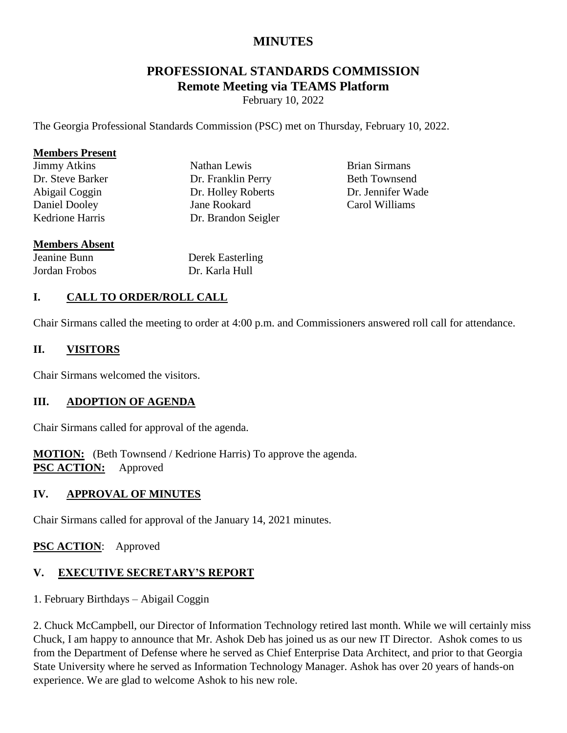# MINUTES

## PROFESSIONAL STANDARDS COMMISSION
## Remote Meeting via TEAMS Platform

February 10, 2022

The Georgia Professional Standards Commission (PSC) met on Thursday, February 10, 2022.

**Members Present**

| | | |
|---|---|---|
| Jimmy Atkins | Nathan Lewis | Brian Sirmans |
| Dr. Steve Barker | Dr. Franklin Perry | Beth Townsend |
| Abigail Coggin | Dr. Holley Roberts | Dr. Jennifer Wade |
| Daniel Dooley | Jane Rookard | Carol Williams |
| Kedrione Harris | Dr. Brandon Seigler | |

**Members Absent**

| | |
|---|---|
| Jeanine Bunn | Derek Easterling |
| Jordan Frobos | Dr. Karla Hull |

### I. CALL TO ORDER/ROLL CALL

Chair Sirmans called the meeting to order at 4:00 p.m. and Commissioners answered roll call for attendance.

### II. VISITORS

Chair Sirmans welcomed the visitors.

### III. ADOPTION OF AGENDA

Chair Sirmans called for approval of the agenda.

**MOTION:** (Beth Townsend / Kedrione Harris) To approve the agenda.
**PSC ACTION:** Approved

### IV. APPROVAL OF MINUTES

Chair Sirmans called for approval of the January 14, 2021 minutes.

**PSC ACTION**: Approved

### V. EXECUTIVE SECRETARY'S REPORT

1. February Birthdays – Abigail Coggin

2. Chuck McCampbell, our Director of Information Technology retired last month. While we will certainly miss Chuck, I am happy to announce that Mr. Ashok Deb has joined us as our new IT Director. Ashok comes to us from the Department of Defense where he served as Chief Enterprise Data Architect, and prior to that Georgia State University where he served as Information Technology Manager. Ashok has over 20 years of hands-on experience. We are glad to welcome Ashok to his new role.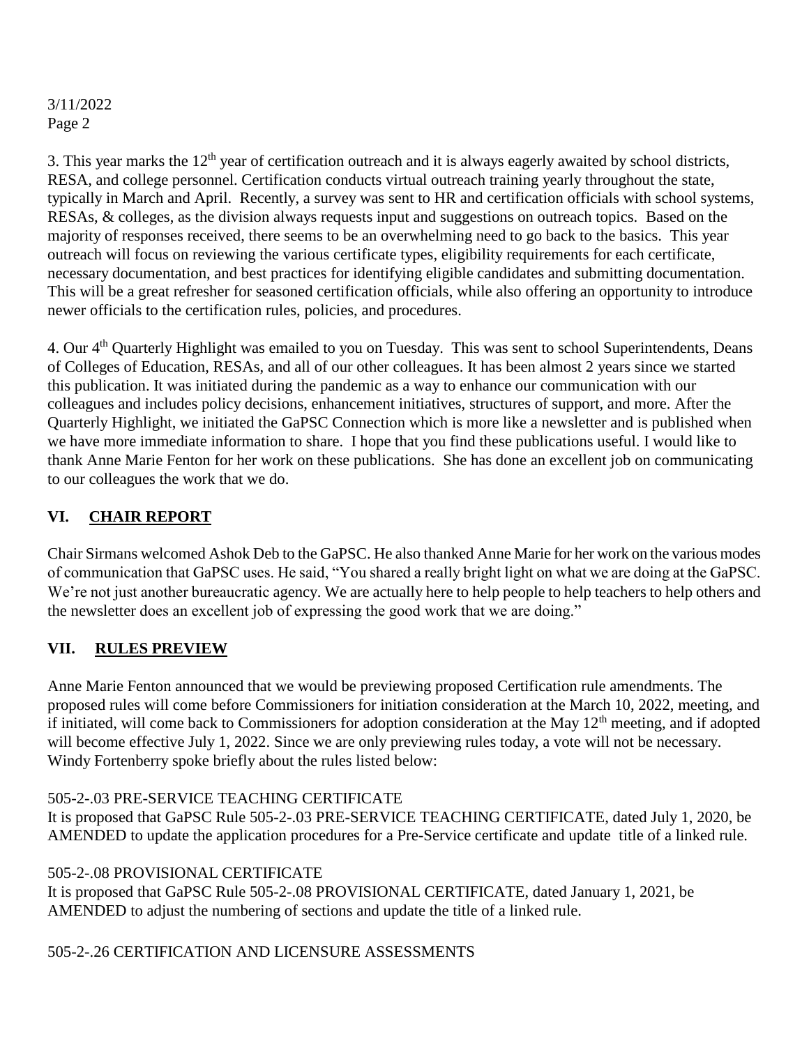3. This year marks the 12th year of certification outreach and it is always eagerly awaited by school districts, RESA, and college personnel. Certification conducts virtual outreach training yearly throughout the state, typically in March and April. Recently, a survey was sent to HR and certification officials with school systems, RESAs, & colleges, as the division always requests input and suggestions on outreach topics. Based on the majority of responses received, there seems to be an overwhelming need to go back to the basics. This year outreach will focus on reviewing the various certificate types, eligibility requirements for each certificate, necessary documentation, and best practices for identifying eligible candidates and submitting documentation. This will be a great refresher for seasoned certification officials, while also offering an opportunity to introduce newer officials to the certification rules, policies, and procedures.

4. Our 4th Quarterly Highlight was emailed to you on Tuesday. This was sent to school Superintendents, Deans of Colleges of Education, RESAs, and all of our other colleagues. It has been almost 2 years since we started this publication. It was initiated during the pandemic as a way to enhance our communication with our colleagues and includes policy decisions, enhancement initiatives, structures of support, and more. After the Quarterly Highlight, we initiated the GaPSC Connection which is more like a newsletter and is published when we have more immediate information to share. I hope that you find these publications useful. I would like to thank Anne Marie Fenton for her work on these publications. She has done an excellent job on communicating to our colleagues the work that we do.

## VI. CHAIR REPORT

Chair Sirmans welcomed Ashok Deb to the GaPSC. He also thanked Anne Marie for her work on the various modes of communication that GaPSC uses. He said, "You shared a really bright light on what we are doing at the GaPSC. We're not just another bureaucratic agency. We are actually here to help people to help teachers to help others and the newsletter does an excellent job of expressing the good work that we are doing."

## VII. RULES PREVIEW

Anne Marie Fenton announced that we would be previewing proposed Certification rule amendments. The proposed rules will come before Commissioners for initiation consideration at the March 10, 2022, meeting, and if initiated, will come back to Commissioners for adoption consideration at the May 12th meeting, and if adopted will become effective July 1, 2022. Since we are only previewing rules today, a vote will not be necessary. Windy Fortenberry spoke briefly about the rules listed below:

505-2-.03 PRE-SERVICE TEACHING CERTIFICATE
It is proposed that GaPSC Rule 505-2-.03 PRE-SERVICE TEACHING CERTIFICATE, dated July 1, 2020, be AMENDED to update the application procedures for a Pre-Service certificate and update title of a linked rule.

505-2-.08 PROVISIONAL CERTIFICATE
It is proposed that GaPSC Rule 505-2-.08 PROVISIONAL CERTIFICATE, dated January 1, 2021, be AMENDED to adjust the numbering of sections and update the title of a linked rule.

505-2-.26 CERTIFICATION AND LICENSURE ASSESSMENTS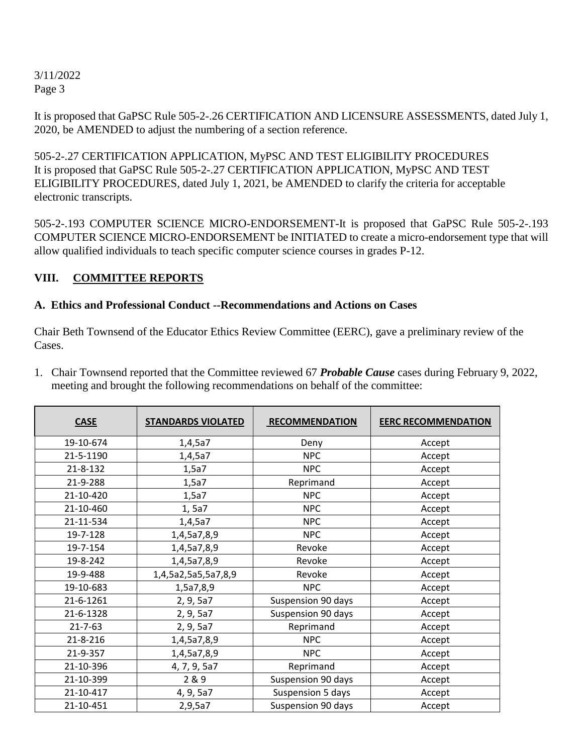It is proposed that GaPSC Rule 505-2-.26 CERTIFICATION AND LICENSURE ASSESSMENTS, dated July 1, 2020, be AMENDED to adjust the numbering of a section reference.

505-2-.27 CERTIFICATION APPLICATION, MyPSC AND TEST ELIGIBILITY PROCEDURES
It is proposed that GaPSC Rule 505-2-.27 CERTIFICATION APPLICATION, MyPSC AND TEST ELIGIBILITY PROCEDURES, dated July 1, 2021, be AMENDED to clarify the criteria for acceptable electronic transcripts.

505-2-.193 COMPUTER SCIENCE MICRO-ENDORSEMENT-It is proposed that GaPSC Rule 505-2-.193 COMPUTER SCIENCE MICRO-ENDORSEMENT be INITIATED to create a micro-endorsement type that will allow qualified individuals to teach specific computer science courses in grades P-12.

## VIII. COMMITTEE REPORTS

### A. Ethics and Professional Conduct --Recommendations and Actions on Cases

Chair Beth Townsend of the Educator Ethics Review Committee (EERC), gave a preliminary review of the Cases.

1. Chair Townsend reported that the Committee reviewed 67 ***Probable Cause*** cases during February 9, 2022, meeting and brought the following recommendations on behalf of the committee:

| CASE | STANDARDS VIOLATED | RECOMMENDATION | EERC RECOMMENDATION |
|---|---|---|---|
| 19-10-674 | 1,4,5a7 | Deny | Accept |
| 21-5-1190 | 1,4,5a7 | NPC | Accept |
| 21-8-132 | 1,5a7 | NPC | Accept |
| 21-9-288 | 1,5a7 | Reprimand | Accept |
| 21-10-420 | 1,5a7 | NPC | Accept |
| 21-10-460 | 1, 5a7 | NPC | Accept |
| 21-11-534 | 1,4,5a7 | NPC | Accept |
| 19-7-128 | 1,4,5a7,8,9 | NPC | Accept |
| 19-7-154 | 1,4,5a7,8,9 | Revoke | Accept |
| 19-8-242 | 1,4,5a7,8,9 | Revoke | Accept |
| 19-9-488 | 1,4,5a2,5a5,5a7,8,9 | Revoke | Accept |
| 19-10-683 | 1,5a7,8,9 | NPC | Accept |
| 21-6-1261 | 2, 9, 5a7 | Suspension 90 days | Accept |
| 21-6-1328 | 2, 9, 5a7 | Suspension 90 days | Accept |
| 21-7-63 | 2, 9, 5a7 | Reprimand | Accept |
| 21-8-216 | 1,4,5a7,8,9 | NPC | Accept |
| 21-9-357 | 1,4,5a7,8,9 | NPC | Accept |
| 21-10-396 | 4, 7, 9, 5a7 | Reprimand | Accept |
| 21-10-399 | 2 & 9 | Suspension 90 days | Accept |
| 21-10-417 | 4, 9, 5a7 | Suspension 5 days | Accept |
| 21-10-451 | 2,9,5a7 | Suspension 90 days | Accept |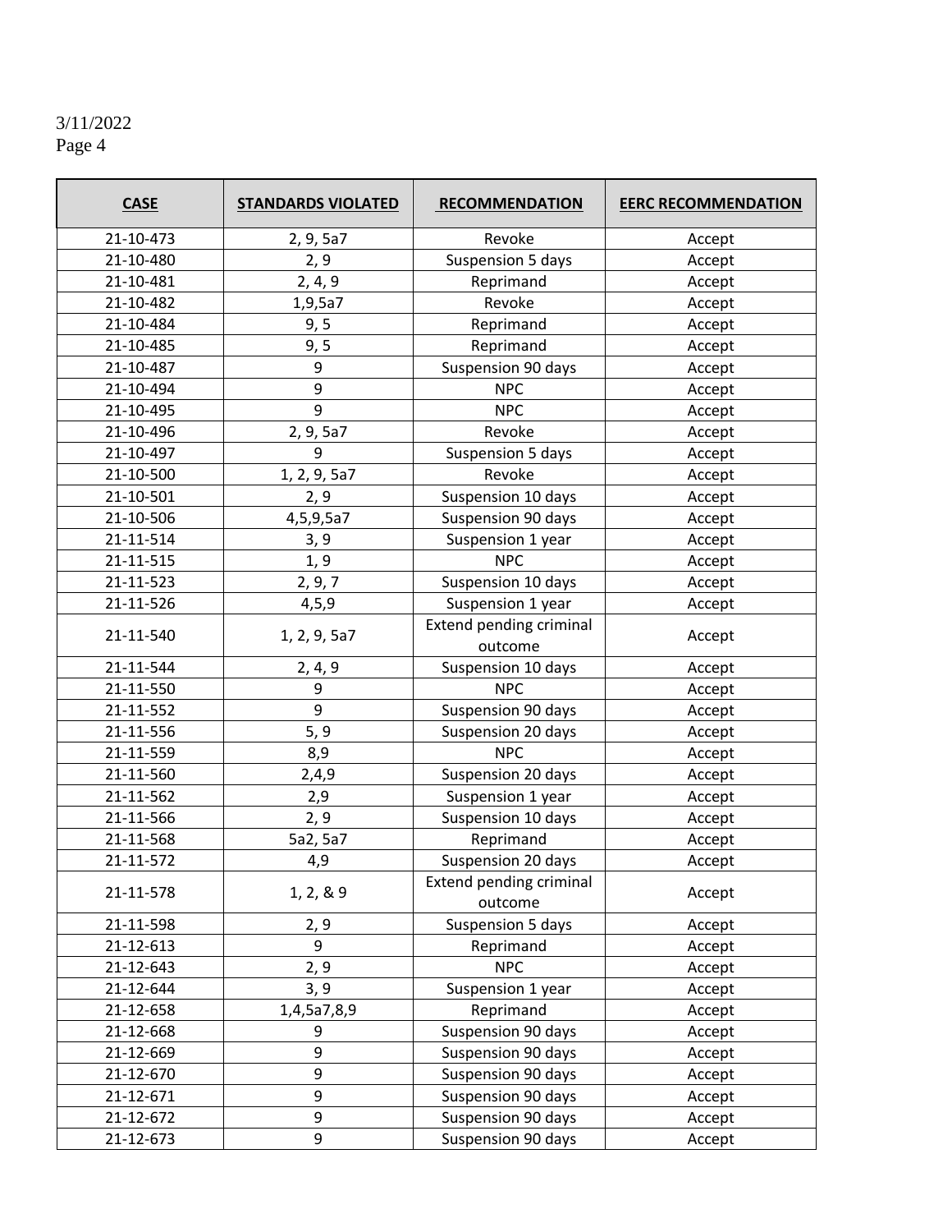3/11/2022

| CASE | STANDARDS VIOLATED | RECOMMENDATION | EERC RECOMMENDATION |
|---|---|---|---|
| 21-10-473 | 2, 9, 5a7 | Revoke | Accept |
| 21-10-480 | 2, 9 | Suspension 5 days | Accept |
| 21-10-481 | 2, 4, 9 | Reprimand | Accept |
| 21-10-482 | 1,9,5a7 | Revoke | Accept |
| 21-10-484 | 9, 5 | Reprimand | Accept |
| 21-10-485 | 9, 5 | Reprimand | Accept |
| 21-10-487 | 9 | Suspension 90 days | Accept |
| 21-10-494 | 9 | NPC | Accept |
| 21-10-495 | 9 | NPC | Accept |
| 21-10-496 | 2, 9, 5a7 | Revoke | Accept |
| 21-10-497 | 9 | Suspension 5 days | Accept |
| 21-10-500 | 1, 2, 9, 5a7 | Revoke | Accept |
| 21-10-501 | 2, 9 | Suspension 10 days | Accept |
| 21-10-506 | 4,5,9,5a7 | Suspension 90 days | Accept |
| 21-11-514 | 3, 9 | Suspension 1 year | Accept |
| 21-11-515 | 1, 9 | NPC | Accept |
| 21-11-523 | 2, 9, 7 | Suspension 10 days | Accept |
| 21-11-526 | 4,5,9 | Suspension 1 year | Accept |
| 21-11-540 | 1, 2, 9, 5a7 | Extend pending criminal outcome | Accept |
| 21-11-544 | 2, 4, 9 | Suspension 10 days | Accept |
| 21-11-550 | 9 | NPC | Accept |
| 21-11-552 | 9 | Suspension 90 days | Accept |
| 21-11-556 | 5, 9 | Suspension 20 days | Accept |
| 21-11-559 | 8,9 | NPC | Accept |
| 21-11-560 | 2,4,9 | Suspension 20 days | Accept |
| 21-11-562 | 2,9 | Suspension 1 year | Accept |
| 21-11-566 | 2, 9 | Suspension 10 days | Accept |
| 21-11-568 | 5a2, 5a7 | Reprimand | Accept |
| 21-11-572 | 4,9 | Suspension 20 days | Accept |
| 21-11-578 | 1, 2, & 9 | Extend pending criminal outcome | Accept |
| 21-11-598 | 2, 9 | Suspension 5 days | Accept |
| 21-12-613 | 9 | Reprimand | Accept |
| 21-12-643 | 2, 9 | NPC | Accept |
| 21-12-644 | 3, 9 | Suspension 1 year | Accept |
| 21-12-658 | 1,4,5a7,8,9 | Reprimand | Accept |
| 21-12-668 | 9 | Suspension 90 days | Accept |
| 21-12-669 | 9 | Suspension 90 days | Accept |
| 21-12-670 | 9 | Suspension 90 days | Accept |
| 21-12-671 | 9 | Suspension 90 days | Accept |
| 21-12-672 | 9 | Suspension 90 days | Accept |
| 21-12-673 | 9 | Suspension 90 days | Accept |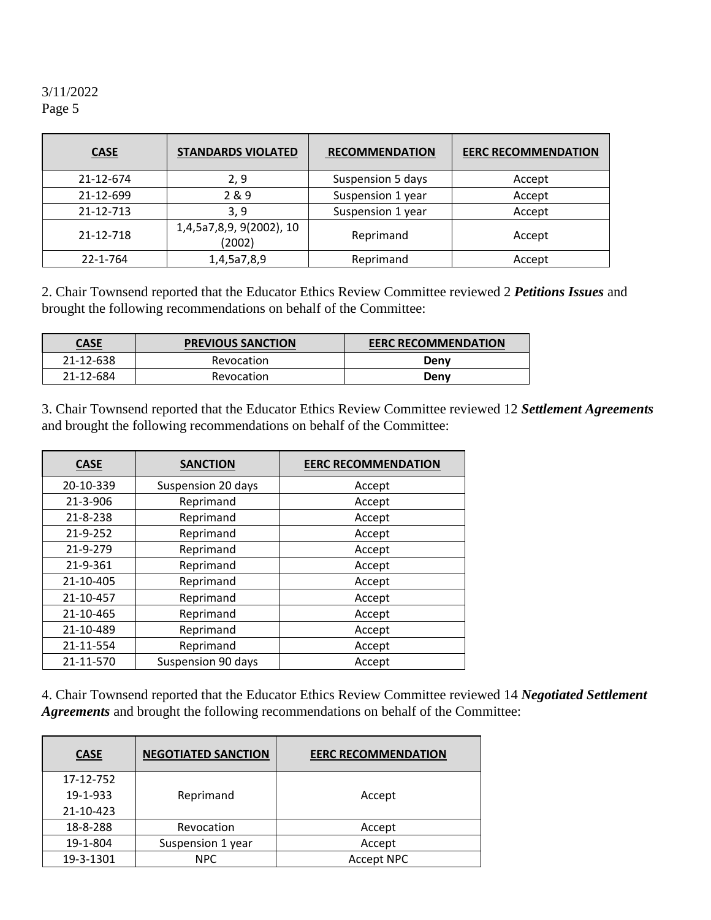| CASE | STANDARDS VIOLATED | RECOMMENDATION | EERC RECOMMENDATION |
|---|---|---|---|
| 21-12-674 | 2, 9 | Suspension 5 days | Accept |
| 21-12-699 | 2 & 9 | Suspension 1 year | Accept |
| 21-12-713 | 3, 9 | Suspension 1 year | Accept |
| 21-12-718 | 1,4,5a7,8,9, 9(2002), 10 (2002) | Reprimand | Accept |
| 22-1-764 | 1,4,5a7,8,9 | Reprimand | Accept |

2. Chair Townsend reported that the Educator Ethics Review Committee reviewed 2 ***Petitions Issues*** and brought the following recommendations on behalf of the Committee:

| CASE | PREVIOUS SANCTION | EERC RECOMMENDATION |
|---|---|---|
| 21-12-638 | Revocation | **Deny** |
| 21-12-684 | Revocation | **Deny** |

3. Chair Townsend reported that the Educator Ethics Review Committee reviewed 12 ***Settlement Agreements*** and brought the following recommendations on behalf of the Committee:

| CASE | SANCTION | EERC RECOMMENDATION |
|---|---|---|
| 20-10-339 | Suspension 20 days | Accept |
| 21-3-906 | Reprimand | Accept |
| 21-8-238 | Reprimand | Accept |
| 21-9-252 | Reprimand | Accept |
| 21-9-279 | Reprimand | Accept |
| 21-9-361 | Reprimand | Accept |
| 21-10-405 | Reprimand | Accept |
| 21-10-457 | Reprimand | Accept |
| 21-10-465 | Reprimand | Accept |
| 21-10-489 | Reprimand | Accept |
| 21-11-554 | Reprimand | Accept |
| 21-11-570 | Suspension 90 days | Accept |

4. Chair Townsend reported that the Educator Ethics Review Committee reviewed 14 ***Negotiated Settlement Agreements*** and brought the following recommendations on behalf of the Committee:

| CASE | NEGOTIATED SANCTION | EERC RECOMMENDATION |
|---|---|---|
| 17-12-752<br>19-1-933<br>21-10-423 | Reprimand | Accept |
| 18-8-288 | Revocation | Accept |
| 19-1-804 | Suspension 1 year | Accept |
| 19-3-1301 | NPC | Accept NPC |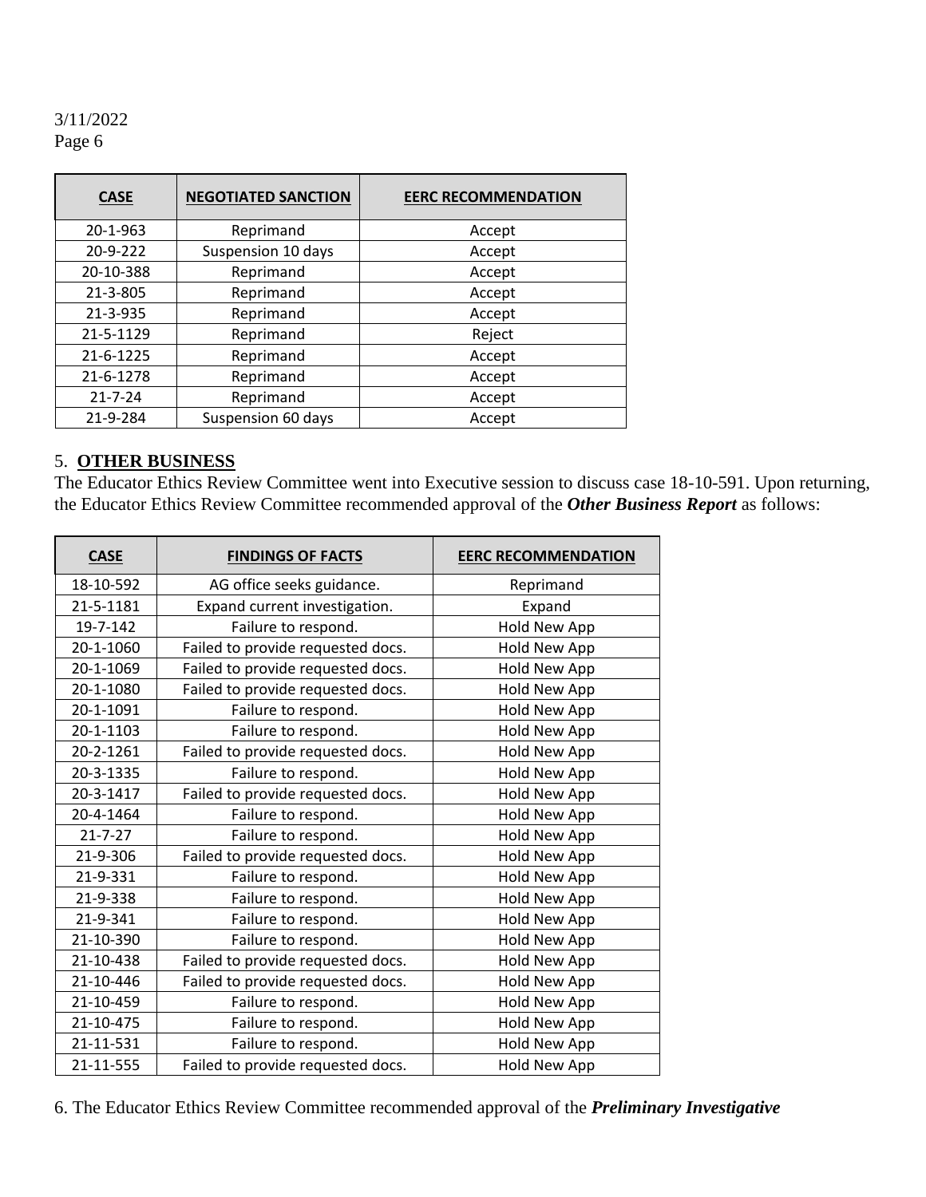| CASE | NEGOTIATED SANCTION | EERC RECOMMENDATION |
|---|---|---|
| 20-1-963 | Reprimand | Accept |
| 20-9-222 | Suspension 10 days | Accept |
| 20-10-388 | Reprimand | Accept |
| 21-3-805 | Reprimand | Accept |
| 21-3-935 | Reprimand | Accept |
| 21-5-1129 | Reprimand | Reject |
| 21-6-1225 | Reprimand | Accept |
| 21-6-1278 | Reprimand | Accept |
| 21-7-24 | Reprimand | Accept |
| 21-9-284 | Suspension 60 days | Accept |

5. **OTHER BUSINESS**

The Educator Ethics Review Committee went into Executive session to discuss case 18-10-591. Upon returning, the Educator Ethics Review Committee recommended approval of the ***Other Business Report*** as follows:

| CASE | FINDINGS OF FACTS | EERC RECOMMENDATION |
|---|---|---|
| 18-10-592 | AG office seeks guidance. | Reprimand |
| 21-5-1181 | Expand current investigation. | Expand |
| 19-7-142 | Failure to respond. | Hold New App |
| 20-1-1060 | Failed to provide requested docs. | Hold New App |
| 20-1-1069 | Failed to provide requested docs. | Hold New App |
| 20-1-1080 | Failed to provide requested docs. | Hold New App |
| 20-1-1091 | Failure to respond. | Hold New App |
| 20-1-1103 | Failure to respond. | Hold New App |
| 20-2-1261 | Failed to provide requested docs. | Hold New App |
| 20-3-1335 | Failure to respond. | Hold New App |
| 20-3-1417 | Failed to provide requested docs. | Hold New App |
| 20-4-1464 | Failure to respond. | Hold New App |
| 21-7-27 | Failure to respond. | Hold New App |
| 21-9-306 | Failed to provide requested docs. | Hold New App |
| 21-9-331 | Failure to respond. | Hold New App |
| 21-9-338 | Failure to respond. | Hold New App |
| 21-9-341 | Failure to respond. | Hold New App |
| 21-10-390 | Failure to respond. | Hold New App |
| 21-10-438 | Failed to provide requested docs. | Hold New App |
| 21-10-446 | Failed to provide requested docs. | Hold New App |
| 21-10-459 | Failure to respond. | Hold New App |
| 21-10-475 | Failure to respond. | Hold New App |
| 21-11-531 | Failure to respond. | Hold New App |
| 21-11-555 | Failed to provide requested docs. | Hold New App |

6. The Educator Ethics Review Committee recommended approval of the ***Preliminary Investigative***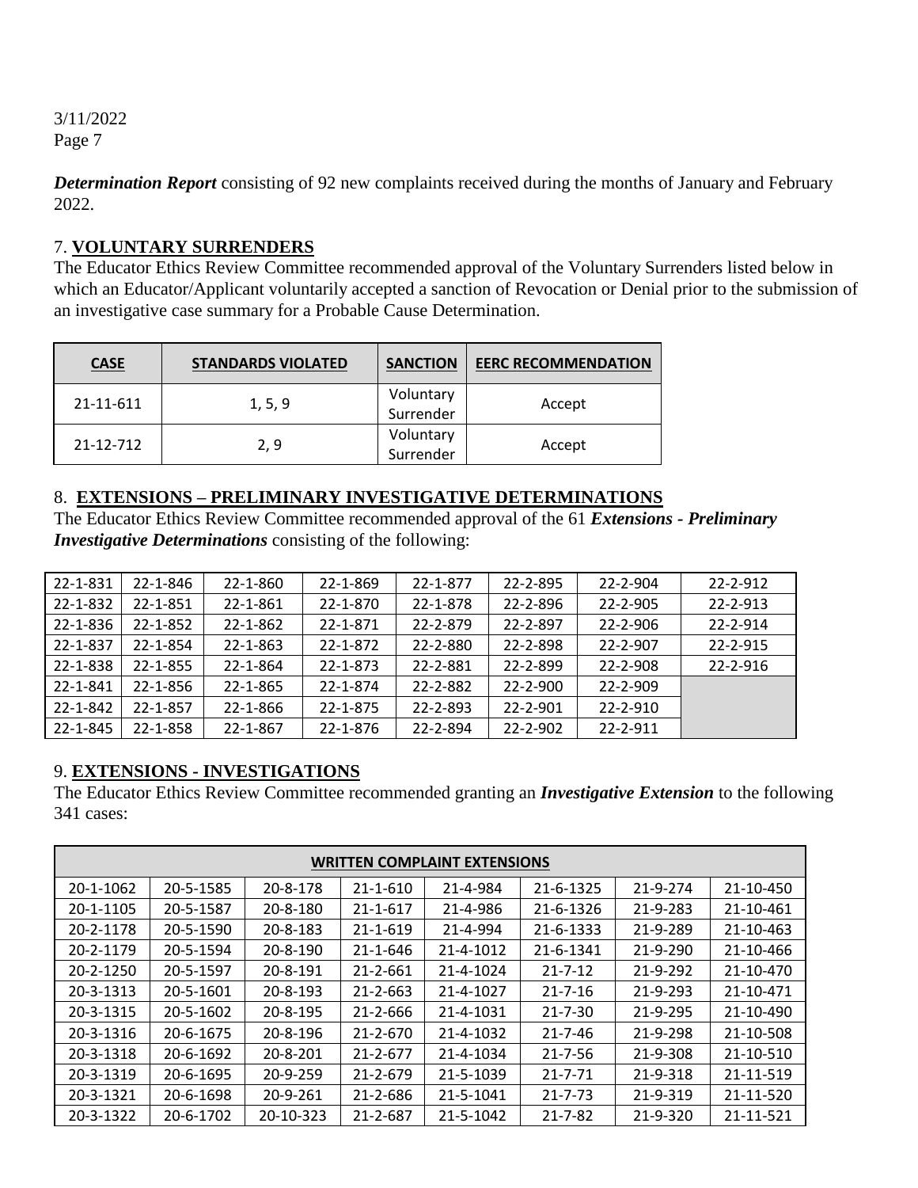*Determination Report* consisting of 92 new complaints received during the months of January and February 2022.

## 7. **VOLUNTARY SURRENDERS**

The Educator Ethics Review Committee recommended approval of the Voluntary Surrenders listed below in which an Educator/Applicant voluntarily accepted a sanction of Revocation or Denial prior to the submission of an investigative case summary for a Probable Cause Determination.

| CASE | STANDARDS VIOLATED | SANCTION | EERC RECOMMENDATION |
|---|---|---|---|
| 21-11-611 | 1, 5, 9 | Voluntary Surrender | Accept |
| 21-12-712 | 2, 9 | Voluntary Surrender | Accept |

## 8. **EXTENSIONS – PRELIMINARY INVESTIGATIVE DETERMINATIONS**

The Educator Ethics Review Committee recommended approval of the 61 ***Extensions - Preliminary Investigative Determinations*** consisting of the following:

| | | | | | | | |
|---|---|---|---|---|---|---|---|
| 22-1-831 | 22-1-846 | 22-1-860 | 22-1-869 | 22-1-877 | 22-2-895 | 22-2-904 | 22-2-912 |
| 22-1-832 | 22-1-851 | 22-1-861 | 22-1-870 | 22-1-878 | 22-2-896 | 22-2-905 | 22-2-913 |
| 22-1-836 | 22-1-852 | 22-1-862 | 22-1-871 | 22-2-879 | 22-2-897 | 22-2-906 | 22-2-914 |
| 22-1-837 | 22-1-854 | 22-1-863 | 22-1-872 | 22-2-880 | 22-2-898 | 22-2-907 | 22-2-915 |
| 22-1-838 | 22-1-855 | 22-1-864 | 22-1-873 | 22-2-881 | 22-2-899 | 22-2-908 | 22-2-916 |
| 22-1-841 | 22-1-856 | 22-1-865 | 22-1-874 | 22-2-882 | 22-2-900 | 22-2-909 | |
| 22-1-842 | 22-1-857 | 22-1-866 | 22-1-875 | 22-2-893 | 22-2-901 | 22-2-910 | |
| 22-1-845 | 22-1-858 | 22-1-867 | 22-1-876 | 22-2-894 | 22-2-902 | 22-2-911 | |

## 9. **EXTENSIONS - INVESTIGATIONS**

The Educator Ethics Review Committee recommended granting an ***Investigative Extension*** to the following 341 cases:

| WRITTEN COMPLAINT EXTENSIONS | | | | | | | |
|---|---|---|---|---|---|---|---|
| 20-1-1062 | 20-5-1585 | 20-8-178 | 21-1-610 | 21-4-984 | 21-6-1325 | 21-9-274 | 21-10-450 |
| 20-1-1105 | 20-5-1587 | 20-8-180 | 21-1-617 | 21-4-986 | 21-6-1326 | 21-9-283 | 21-10-461 |
| 20-2-1178 | 20-5-1590 | 20-8-183 | 21-1-619 | 21-4-994 | 21-6-1333 | 21-9-289 | 21-10-463 |
| 20-2-1179 | 20-5-1594 | 20-8-190 | 21-1-646 | 21-4-1012 | 21-6-1341 | 21-9-290 | 21-10-466 |
| 20-2-1250 | 20-5-1597 | 20-8-191 | 21-2-661 | 21-4-1024 | 21-7-12 | 21-9-292 | 21-10-470 |
| 20-3-1313 | 20-5-1601 | 20-8-193 | 21-2-663 | 21-4-1027 | 21-7-16 | 21-9-293 | 21-10-471 |
| 20-3-1315 | 20-5-1602 | 20-8-195 | 21-2-666 | 21-4-1031 | 21-7-30 | 21-9-295 | 21-10-490 |
| 20-3-1316 | 20-6-1675 | 20-8-196 | 21-2-670 | 21-4-1032 | 21-7-46 | 21-9-298 | 21-10-508 |
| 20-3-1318 | 20-6-1692 | 20-8-201 | 21-2-677 | 21-4-1034 | 21-7-56 | 21-9-308 | 21-10-510 |
| 20-3-1319 | 20-6-1695 | 20-9-259 | 21-2-679 | 21-5-1039 | 21-7-71 | 21-9-318 | 21-11-519 |
| 20-3-1321 | 20-6-1698 | 20-9-261 | 21-2-686 | 21-5-1041 | 21-7-73 | 21-9-319 | 21-11-520 |
| 20-3-1322 | 20-6-1702 | 20-10-323 | 21-2-687 | 21-5-1042 | 21-7-82 | 21-9-320 | 21-11-521 |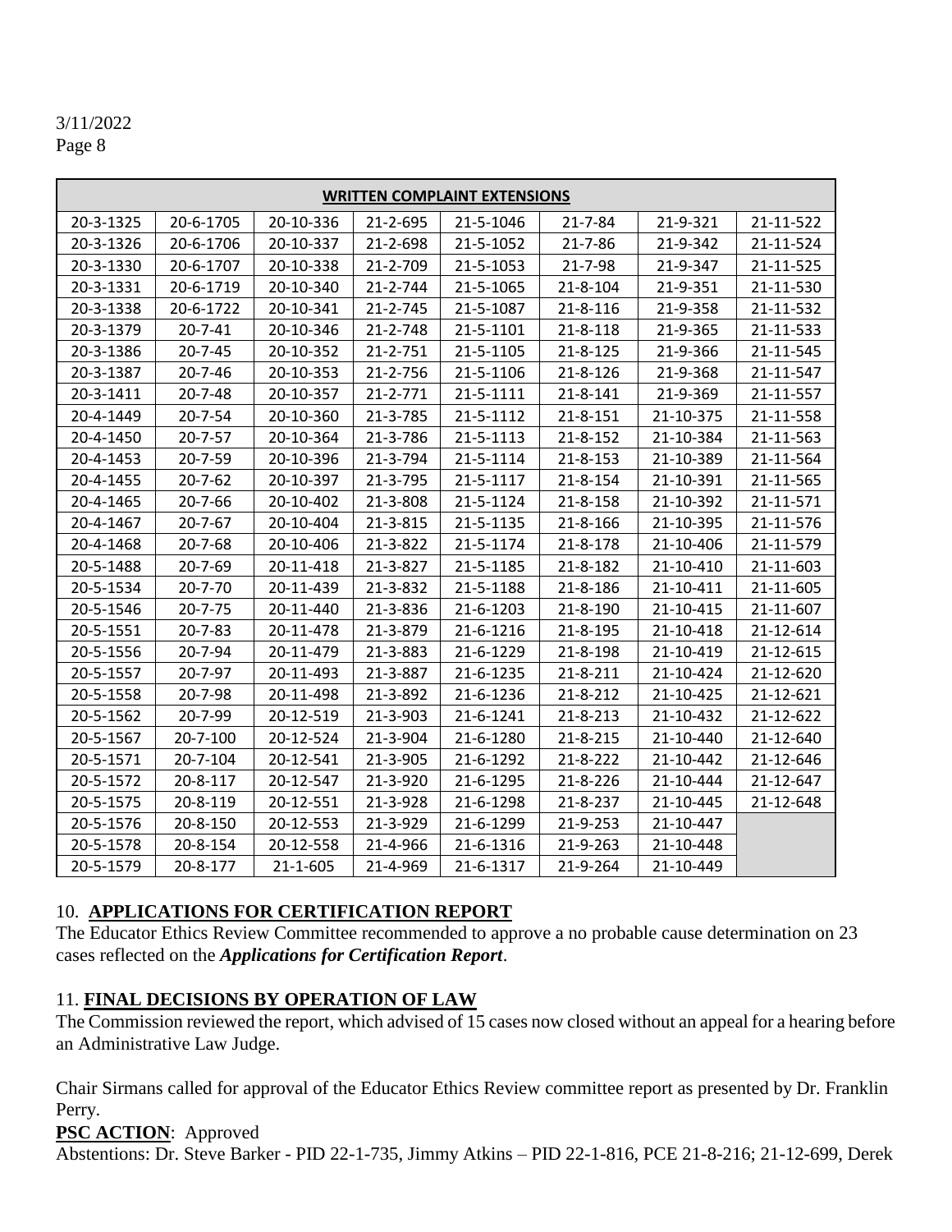| WRITTEN COMPLAINT EXTENSIONS | | | | | | | |
|---|---|---|---|---|---|---|---|
| 20-3-1325 | 20-6-1705 | 20-10-336 | 21-2-695 | 21-5-1046 | 21-7-84 | 21-9-321 | 21-11-522 |
| 20-3-1326 | 20-6-1706 | 20-10-337 | 21-2-698 | 21-5-1052 | 21-7-86 | 21-9-342 | 21-11-524 |
| 20-3-1330 | 20-6-1707 | 20-10-338 | 21-2-709 | 21-5-1053 | 21-7-98 | 21-9-347 | 21-11-525 |
| 20-3-1331 | 20-6-1719 | 20-10-340 | 21-2-744 | 21-5-1065 | 21-8-104 | 21-9-351 | 21-11-530 |
| 20-3-1338 | 20-6-1722 | 20-10-341 | 21-2-745 | 21-5-1087 | 21-8-116 | 21-9-358 | 21-11-532 |
| 20-3-1379 | 20-7-41 | 20-10-346 | 21-2-748 | 21-5-1101 | 21-8-118 | 21-9-365 | 21-11-533 |
| 20-3-1386 | 20-7-45 | 20-10-352 | 21-2-751 | 21-5-1105 | 21-8-125 | 21-9-366 | 21-11-545 |
| 20-3-1387 | 20-7-46 | 20-10-353 | 21-2-756 | 21-5-1106 | 21-8-126 | 21-9-368 | 21-11-547 |
| 20-3-1411 | 20-7-48 | 20-10-357 | 21-2-771 | 21-5-1111 | 21-8-141 | 21-9-369 | 21-11-557 |
| 20-4-1449 | 20-7-54 | 20-10-360 | 21-3-785 | 21-5-1112 | 21-8-151 | 21-10-375 | 21-11-558 |
| 20-4-1450 | 20-7-57 | 20-10-364 | 21-3-786 | 21-5-1113 | 21-8-152 | 21-10-384 | 21-11-563 |
| 20-4-1453 | 20-7-59 | 20-10-396 | 21-3-794 | 21-5-1114 | 21-8-153 | 21-10-389 | 21-11-564 |
| 20-4-1455 | 20-7-62 | 20-10-397 | 21-3-795 | 21-5-1117 | 21-8-154 | 21-10-391 | 21-11-565 |
| 20-4-1465 | 20-7-66 | 20-10-402 | 21-3-808 | 21-5-1124 | 21-8-158 | 21-10-392 | 21-11-571 |
| 20-4-1467 | 20-7-67 | 20-10-404 | 21-3-815 | 21-5-1135 | 21-8-166 | 21-10-395 | 21-11-576 |
| 20-4-1468 | 20-7-68 | 20-10-406 | 21-3-822 | 21-5-1174 | 21-8-178 | 21-10-406 | 21-11-579 |
| 20-5-1488 | 20-7-69 | 20-11-418 | 21-3-827 | 21-5-1185 | 21-8-182 | 21-10-410 | 21-11-603 |
| 20-5-1534 | 20-7-70 | 20-11-439 | 21-3-832 | 21-5-1188 | 21-8-186 | 21-10-411 | 21-11-605 |
| 20-5-1546 | 20-7-75 | 20-11-440 | 21-3-836 | 21-6-1203 | 21-8-190 | 21-10-415 | 21-11-607 |
| 20-5-1551 | 20-7-83 | 20-11-478 | 21-3-879 | 21-6-1216 | 21-8-195 | 21-10-418 | 21-12-614 |
| 20-5-1556 | 20-7-94 | 20-11-479 | 21-3-883 | 21-6-1229 | 21-8-198 | 21-10-419 | 21-12-615 |
| 20-5-1557 | 20-7-97 | 20-11-493 | 21-3-887 | 21-6-1235 | 21-8-211 | 21-10-424 | 21-12-620 |
| 20-5-1558 | 20-7-98 | 20-11-498 | 21-3-892 | 21-6-1236 | 21-8-212 | 21-10-425 | 21-12-621 |
| 20-5-1562 | 20-7-99 | 20-12-519 | 21-3-903 | 21-6-1241 | 21-8-213 | 21-10-432 | 21-12-622 |
| 20-5-1567 | 20-7-100 | 20-12-524 | 21-3-904 | 21-6-1280 | 21-8-215 | 21-10-440 | 21-12-640 |
| 20-5-1571 | 20-7-104 | 20-12-541 | 21-3-905 | 21-6-1292 | 21-8-222 | 21-10-442 | 21-12-646 |
| 20-5-1572 | 20-8-117 | 20-12-547 | 21-3-920 | 21-6-1295 | 21-8-226 | 21-10-444 | 21-12-647 |
| 20-5-1575 | 20-8-119 | 20-12-551 | 21-3-928 | 21-6-1298 | 21-8-237 | 21-10-445 | 21-12-648 |
| 20-5-1576 | 20-8-150 | 20-12-553 | 21-3-929 | 21-6-1299 | 21-9-253 | 21-10-447 | |
| 20-5-1578 | 20-8-154 | 20-12-558 | 21-4-966 | 21-6-1316 | 21-9-263 | 21-10-448 | |
| 20-5-1579 | 20-8-177 | 21-1-605 | 21-4-969 | 21-6-1317 | 21-9-264 | 21-10-449 | |

10. **APPLICATIONS FOR CERTIFICATION REPORT**

The Educator Ethics Review Committee recommended to approve a no probable cause determination on 23 cases reflected on the ***Applications for Certification Report***.

11. **FINAL DECISIONS BY OPERATION OF LAW**

The Commission reviewed the report, which advised of 15 cases now closed without an appeal for a hearing before an Administrative Law Judge.

Chair Sirmans called for approval of the Educator Ethics Review committee report as presented by Dr. Franklin Perry.

**PSC ACTION**: Approved

Abstentions: Dr. Steve Barker - PID 22-1-735, Jimmy Atkins – PID 22-1-816, PCE 21-8-216; 21-12-699, Derek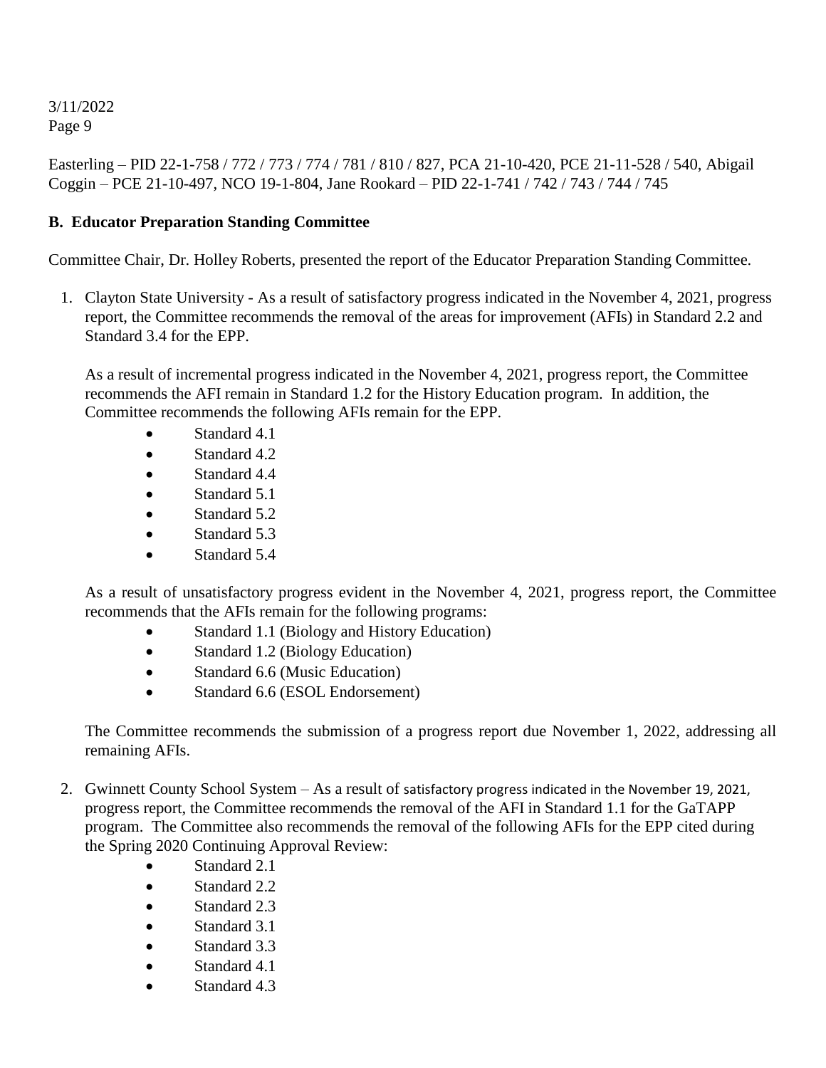Easterling – PID 22-1-758 / 772 / 773 / 774 / 781 / 810 / 827, PCA 21-10-420, PCE 21-11-528 / 540, Abigail Coggin – PCE 21-10-497, NCO 19-1-804, Jane Rookard – PID 22-1-741 / 742 / 743 / 744 / 745

**B. Educator Preparation Standing Committee**

Committee Chair, Dr. Holley Roberts, presented the report of the Educator Preparation Standing Committee.

1. Clayton State University - As a result of satisfactory progress indicated in the November 4, 2021, progress report, the Committee recommends the removal of the areas for improvement (AFIs) in Standard 2.2 and Standard 3.4 for the EPP.

   As a result of incremental progress indicated in the November 4, 2021, progress report, the Committee recommends the AFI remain in Standard 1.2 for the History Education program. In addition, the Committee recommends the following AFIs remain for the EPP.

   - Standard 4.1
   - Standard 4.2
   - Standard 4.4
   - Standard 5.1
   - Standard 5.2
   - Standard 5.3
   - Standard 5.4

   As a result of unsatisfactory progress evident in the November 4, 2021, progress report, the Committee recommends that the AFIs remain for the following programs:

   - Standard 1.1 (Biology and History Education)
   - Standard 1.2 (Biology Education)
   - Standard 6.6 (Music Education)
   - Standard 6.6 (ESOL Endorsement)

   The Committee recommends the submission of a progress report due November 1, 2022, addressing all remaining AFIs.

2. Gwinnett County School System – As a result of satisfactory progress indicated in the November 19, 2021, progress report, the Committee recommends the removal of the AFI in Standard 1.1 for the GaTAPP program. The Committee also recommends the removal of the following AFIs for the EPP cited during the Spring 2020 Continuing Approval Review:

   - Standard 2.1
   - Standard 2.2
   - Standard 2.3
   - Standard 3.1
   - Standard 3.3
   - Standard 4.1
   - Standard 4.3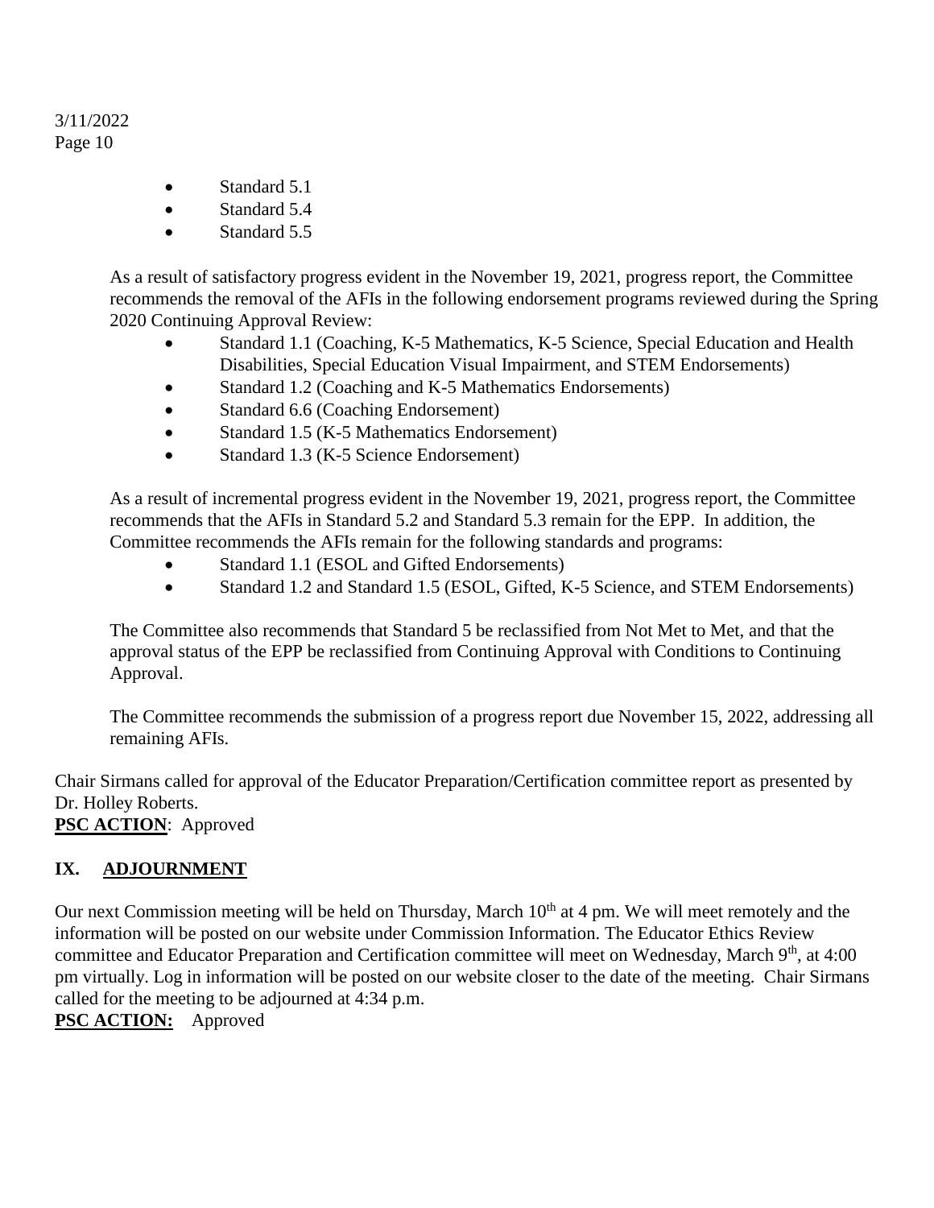- Standard 5.1
- Standard 5.4
- Standard 5.5

As a result of satisfactory progress evident in the November 19, 2021, progress report, the Committee recommends the removal of the AFIs in the following endorsement programs reviewed during the Spring 2020 Continuing Approval Review:

- Standard 1.1 (Coaching, K-5 Mathematics, K-5 Science, Special Education and Health Disabilities, Special Education Visual Impairment, and STEM Endorsements)
- Standard 1.2 (Coaching and K-5 Mathematics Endorsements)
- Standard 6.6 (Coaching Endorsement)
- Standard 1.5 (K-5 Mathematics Endorsement)
- Standard 1.3 (K-5 Science Endorsement)

As a result of incremental progress evident in the November 19, 2021, progress report, the Committee recommends that the AFIs in Standard 5.2 and Standard 5.3 remain for the EPP. In addition, the Committee recommends the AFIs remain for the following standards and programs:

- Standard 1.1 (ESOL and Gifted Endorsements)
- Standard 1.2 and Standard 1.5 (ESOL, Gifted, K-5 Science, and STEM Endorsements)

The Committee also recommends that Standard 5 be reclassified from Not Met to Met, and that the approval status of the EPP be reclassified from Continuing Approval with Conditions to Continuing Approval.

The Committee recommends the submission of a progress report due November 15, 2022, addressing all remaining AFIs.

Chair Sirmans called for approval of the Educator Preparation/Certification committee report as presented by Dr. Holley Roberts.
**PSC ACTION**: Approved

## IX. ADJOURNMENT

Our next Commission meeting will be held on Thursday, March 10th at 4 pm. We will meet remotely and the information will be posted on our website under Commission Information. The Educator Ethics Review committee and Educator Preparation and Certification committee will meet on Wednesday, March 9th, at 4:00 pm virtually. Log in information will be posted on our website closer to the date of the meeting. Chair Sirmans called for the meeting to be adjourned at 4:34 p.m.
**PSC ACTION:** Approved